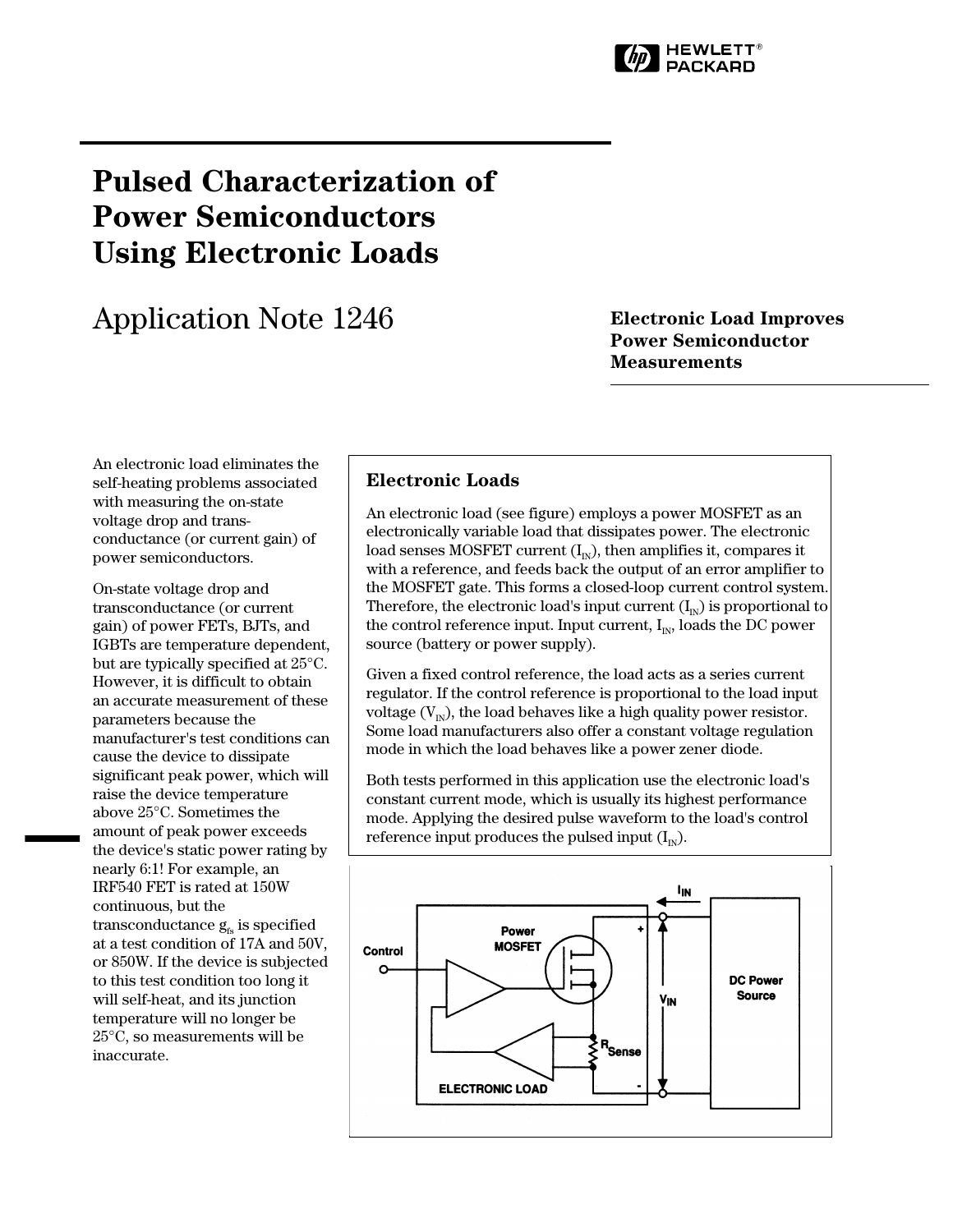# Pulsed Characterization of Power Semiconductors Using Electronic Loads

## Application Note 1246

### Electronic Load Improves Power Semiconductor Measurements

An electronic load eliminates the self-heating problems associated with measuring the on-state voltage drop and trans-conductance (or current gain) of power semiconductors.

On-state voltage drop and transconductance (or current gain) of power FETs, BJTs, and IGBTs are temperature dependent, but are typically specified at 25°C. However, it is difficult to obtain an accurate measurement of these parameters because the manufacturer's test conditions can cause the device to dissipate significant peak power, which will raise the device temperature above 25°C. Sometimes the amount of peak power exceeds the device's static power rating by nearly 6:1! For example, an IRF540 FET is rated at 150W continuous, but the transconductance $g_{fs}$ is specified at a test condition of 17A and 50V, or 850W. If the device is subjected to this test condition too long it will self-heat, and its junction temperature will no longer be 25°C, so measurements will be inaccurate.

### Electronic Loads

An electronic load (see figure) employs a power MOSFET as an electronically variable load that dissipates power. The electronic load senses MOSFET current ($I_{IN}$), then amplifies it, compares it with a reference, and feeds back the output of an error amplifier to the MOSFET gate. This forms a closed-loop current control system. Therefore, the electronic load's input current ($I_{IN}$) is proportional to the control reference input. Input current, $I_{IN}$, loads the DC power source (battery or power supply).

Given a fixed control reference, the load acts as a series current regulator. If the control reference is proportional to the load input voltage ($V_{IN}$), the load behaves like a high quality power resistor. Some load manufacturers also offer a constant voltage regulation mode in which the load behaves like a power zener diode.

Both tests performed in this application use the electronic load's constant current mode, which is usually its highest performance mode. Applying the desired pulse waveform to the load's control reference input produces the pulsed input ($I_{IN}$).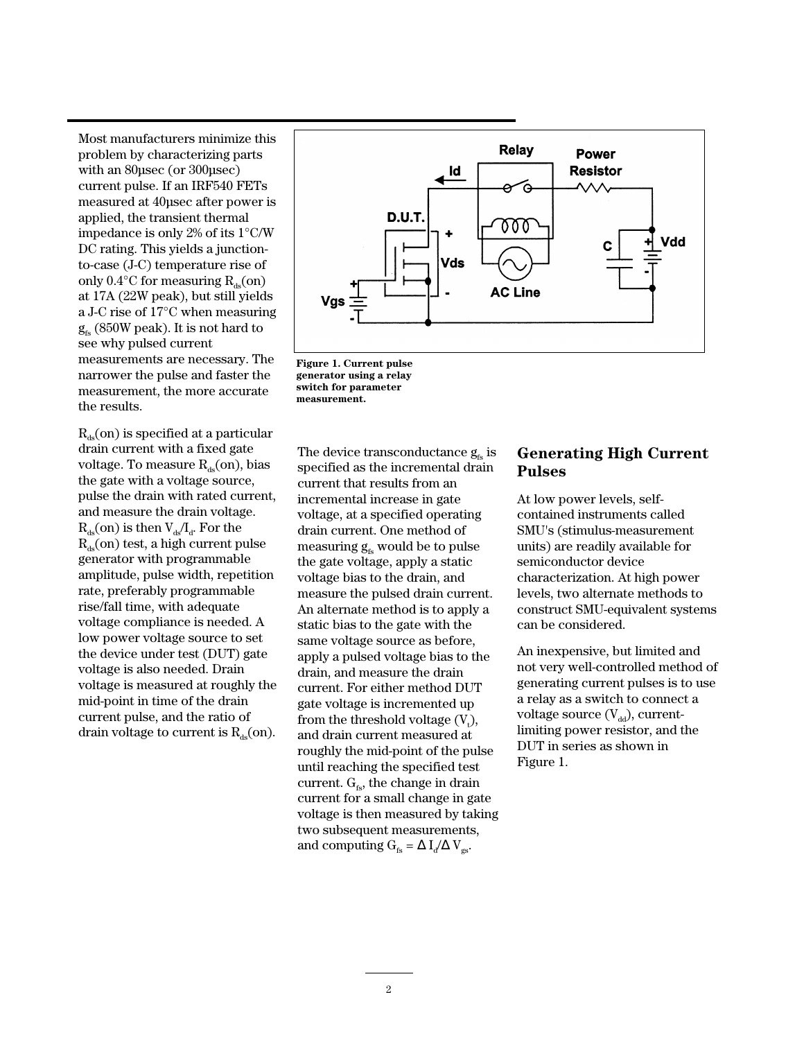Most manufacturers minimize this problem by characterizing parts with an 80µsec (or 300µsec) current pulse. If an IRF540 FETs measured at 40µsec after power is applied, the transient thermal impedance is only 2% of its 1°C/W DC rating. This yields a junction-to-case (J-C) temperature rise of only 0.4°C for measuring $R_{ds}$(on) at 17A (22W peak), but still yields a J-C rise of 17°C when measuring $g_{fs}$ (850W peak). It is not hard to see why pulsed current measurements are necessary. The narrower the pulse and faster the measurement, the more accurate the results.

$R_{ds}$(on) is specified at a particular drain current with a fixed gate voltage. To measure $R_{ds}$(on), bias the gate with a voltage source, pulse the drain with rated current, and measure the drain voltage. $R_{ds}$(on) is then $V_{ds}/I_d$. For the $R_{ds}$(on) test, a high current pulse generator with programmable amplitude, pulse width, repetition rate, preferably programmable rise/fall time, with adequate voltage compliance is needed. A low power voltage source to set the device under test (DUT) gate voltage is also needed. Drain voltage is measured at roughly the mid-point in time of the drain current pulse, and the ratio of drain voltage to current is $R_{ds}$(on).

**Figure 1. Current pulse generator using a relay switch for parameter measurement.**

The device transconductance $g_{fs}$ is specified as the incremental drain current that results from an incremental increase in gate voltage, at a specified operating drain current. One method of measuring $g_{fs}$ would be to pulse the gate voltage, apply a static voltage bias to the drain, and measure the pulsed drain current. An alternate method is to apply a static bias to the gate with the same voltage source as before, apply a pulsed voltage bias to the drain, and measure the drain current. For either method DUT gate voltage is incremented up from the threshold voltage ($V_t$), and drain current measured at roughly the mid-point of the pulse until reaching the specified test current. $G_{fs}$, the change in drain current for a small change in gate voltage is then measured by taking two subsequent measurements, and computing $G_{fs} = \Delta I_d/\Delta V_{gs}$.

## Generating High Current Pulses

At low power levels, self-contained instruments called SMU's (stimulus-measurement units) are readily available for semiconductor device characterization. At high power levels, two alternate methods to construct SMU-equivalent systems can be considered.

An inexpensive, but limited and not very well-controlled method of generating current pulses is to use a relay as a switch to connect a voltage source ($V_{dd}$), current-limiting power resistor, and the DUT in series as shown in Figure 1.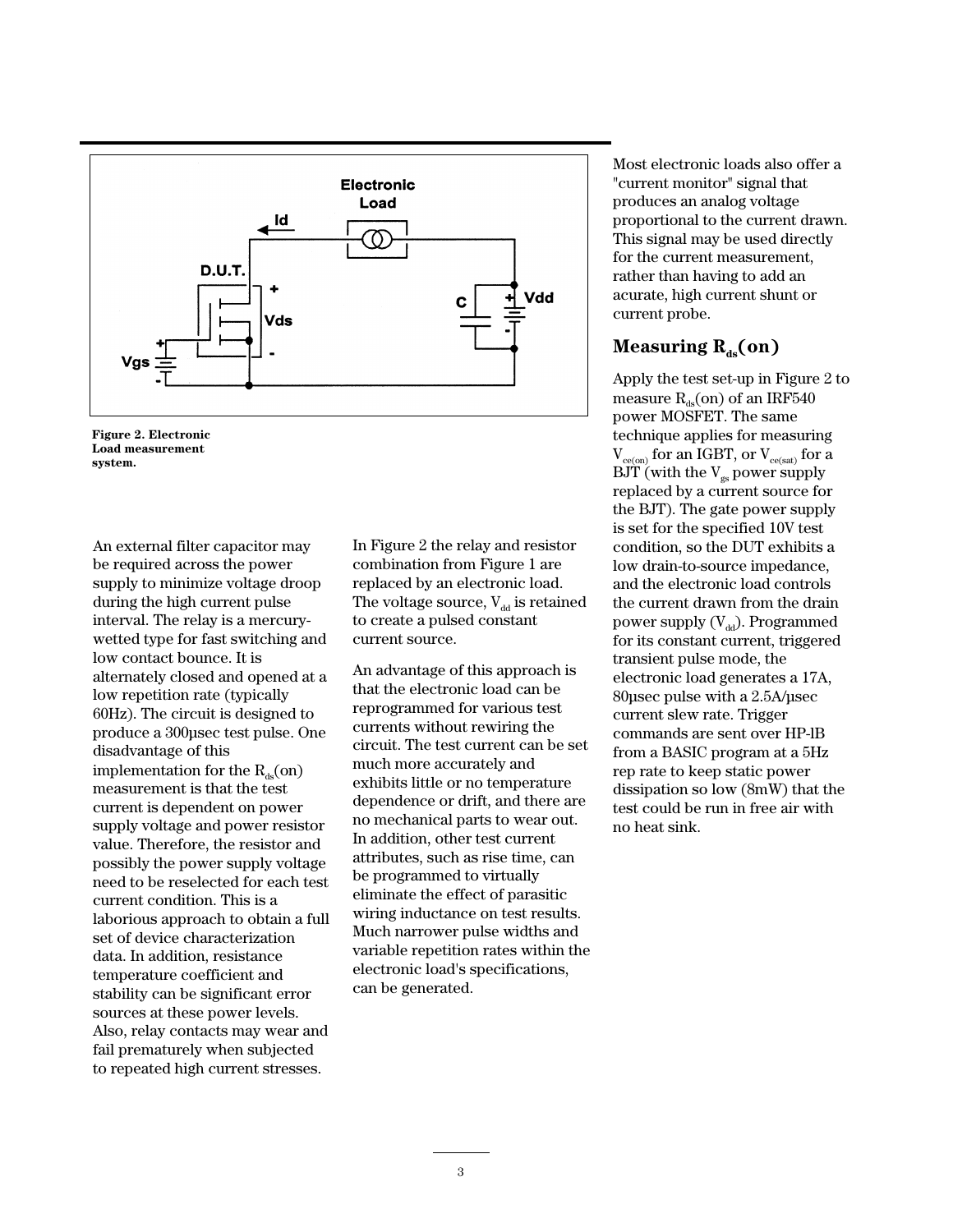Figure 2. Electronic Load measurement system.

An external filter capacitor may be required across the power supply to minimize voltage droop during the high current pulse interval. The relay is a mercury-wetted type for fast switching and low contact bounce. It is alternately closed and opened at a low repetition rate (typically 60Hz). The circuit is designed to produce a 300µsec test pulse. One disadvantage of this implementation for the $R_{ds}$(on) measurement is that the test current is dependent on power supply voltage and power resistor value. Therefore, the resistor and possibly the power supply voltage need to be reselected for each test current condition. This is a laborious approach to obtain a full set of device characterization data. In addition, resistance temperature coefficient and stability can be significant error sources at these power levels. Also, relay contacts may wear and fail prematurely when subjected to repeated high current stresses.

In Figure 2 the relay and resistor combination from Figure 1 are replaced by an electronic load. The voltage source, $V_{dd}$ is retained to create a pulsed constant current source.

An advantage of this approach is that the electronic load can be reprogrammed for various test currents without rewiring the circuit. The test current can be set much more accurately and exhibits little or no temperature dependence or drift, and there are no mechanical parts to wear out. In addition, other test current attributes, such as rise time, can be programmed to virtually eliminate the effect of parasitic wiring inductance on test results. Much narrower pulse widths and variable repetition rates within the electronic load's specifications, can be generated.

Most electronic loads also offer a "current monitor" signal that produces an analog voltage proportional to the current drawn. This signal may be used directly for the current measurement, rather than having to add an acurate, high current shunt or current probe.

## Measuring $R_{ds}$(on)

Apply the test set-up in Figure 2 to measure $R_{ds}$(on) of an IRF540 power MOSFET. The same technique applies for measuring $V_{ce(on)}$ for an IGBT, or $V_{ce(sat)}$ for a BJT (with the $V_{gs}$ power supply replaced by a current source for the BJT). The gate power supply is set for the specified 10V test condition, so the DUT exhibits a low drain-to-source impedance, and the electronic load controls the current drawn from the drain power supply ($V_{dd}$). Programmed for its constant current, triggered transient pulse mode, the electronic load generates a 17A, 80µsec pulse with a 2.5A/µsec current slew rate. Trigger commands are sent over HP-IB from a BASIC program at a 5Hz rep rate to keep static power dissipation so low (8mW) that the test could be run in free air with no heat sink.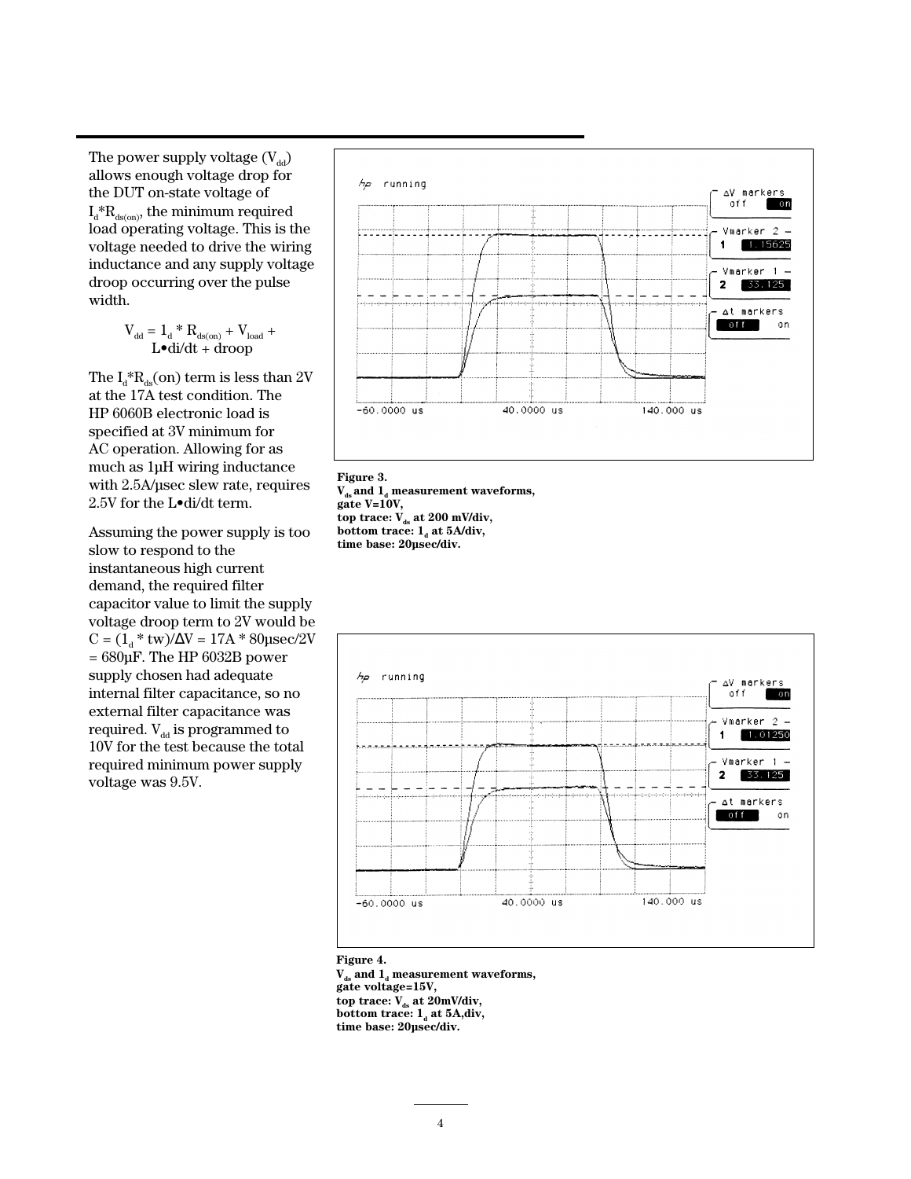The power supply voltage ($V_{dd}$) allows enough voltage drop for the DUT on-state voltage of $I_d * R_{ds(on)}$, the minimum required load operating voltage. This is the voltage needed to drive the wiring inductance and any supply voltage droop occurring over the pulse width.

$$V_{dd} = I_d * R_{ds(on)} + V_{load} + L \bullet di/dt + droop$$

The $I_d * R_{ds}(on)$ term is less than 2V at the 17A test condition. The HP 6060B electronic load is specified at 3V minimum for AC operation. Allowing for as much as 1µH wiring inductance with 2.5A/µsec slew rate, requires 2.5V for the L•di/dt term.

Assuming the power supply is too slow to respond to the instantaneous high current demand, the required filter capacitor value to limit the supply voltage droop term to 2V would be $C = (I_d * tw)/\Delta V = 17A * 80µsec/2V = 680µF$. The HP 6032B power supply chosen had adequate internal filter capacitance, so no external filter capacitance was required. $V_{dd}$ is programmed to 10V for the test because the total required minimum power supply voltage was 9.5V.

**Figure 3.**
**$V_{ds}$ and $I_d$ measurement waveforms, gate V=10V, top trace: $V_{ds}$ at 200 mV/div, bottom trace: $I_d$ at 5A/div, time base: 20µsec/div.**

**Figure 4.**
**$V_{ds}$ and $I_d$ measurement waveforms, gate voltage=15V, top trace: $V_{ds}$ at 20mV/div, bottom trace: $I_d$ at 5A,div, time base: 20µsec/div.**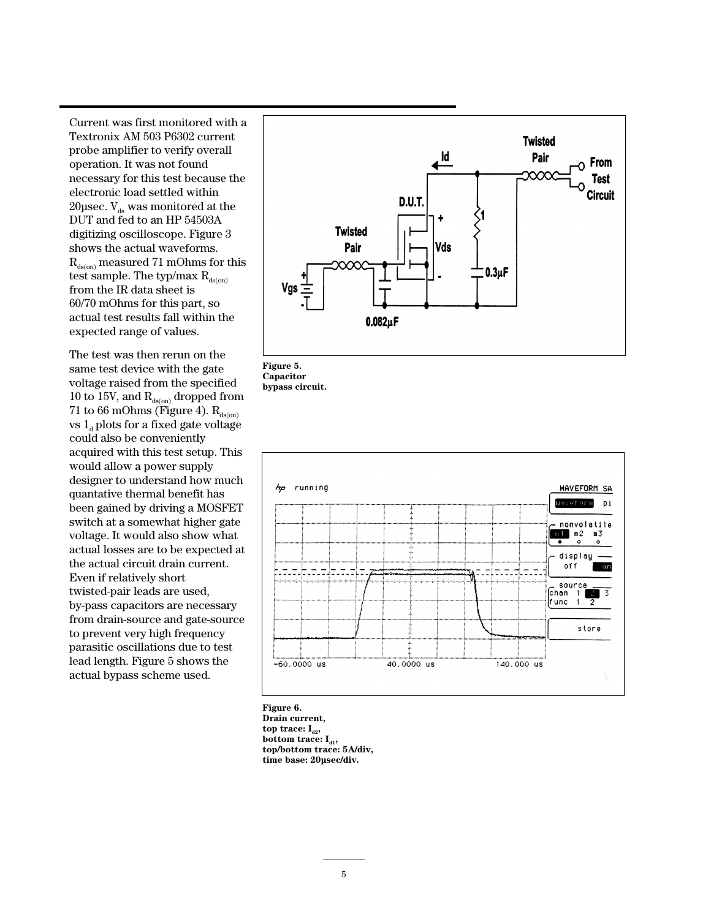Current was first monitored with a Textronix AM 503 P6302 current probe amplifier to verify overall operation. It was not found necessary for this test because the electronic load settled within 20µsec. $V_{ds}$ was monitored at the DUT and fed to an HP 54503A digitizing oscilloscope. Figure 3 shows the actual waveforms. $R_{ds(on)}$ measured 71 mOhms for this test sample. The typ/max $R_{ds(on)}$ from the IR data sheet is 60/70 mOhms for this part, so actual test results fall within the expected range of values.

The test was then rerun on the same test device with the gate voltage raised from the specified 10 to 15V, and $R_{ds(on)}$ dropped from 71 to 66 mOhms (Figure 4). $R_{ds(on)}$ vs $1_d$ plots for a fixed gate voltage could also be conveniently acquired with this test setup. This would allow a power supply designer to understand how much quantative thermal benefit has been gained by driving a MOSFET switch at a somewhat higher gate voltage. It would also show what actual losses are to be expected at the actual circuit drain current. Even if relatively short twisted-pair leads are used, by-pass capacitors are necessary from drain-source and gate-source to prevent very high frequency parasitic oscillations due to test lead length. Figure 5 shows the actual bypass scheme used.

**Figure 5. Capacitor bypass circuit.**

**Figure 6. Drain current, top trace: $I_{d2}$, bottom trace: $I_{d1}$, top/bottom trace: 5A/div, time base: 20µsec/div.**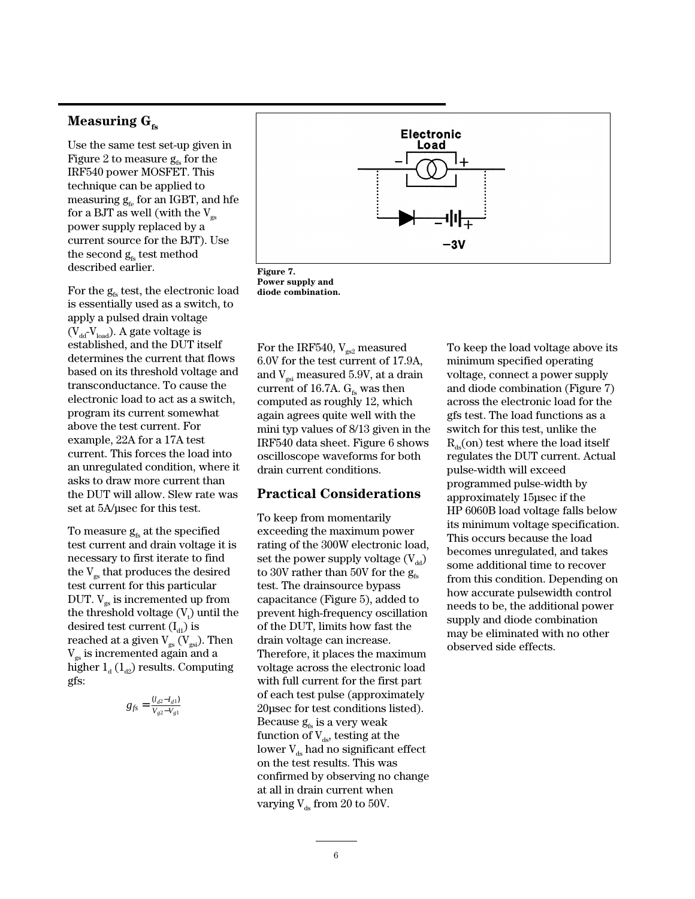## Measuring $G_{fs}$

Use the same test set-up given in Figure 2 to measure $g_{fs}$ for the IRF540 power MOSFET. This technique can be applied to measuring $g_{fe}$ for an IGBT, and hfe for a BJT as well (with the $V_{gs}$ power supply replaced by a current source for the BJT). Use the second $g_{fs}$ test method described earlier.

For the $g_{fs}$ test, the electronic load is essentially used as a switch, to apply a pulsed drain voltage ($V_{dd}$-$V_{load}$). A gate voltage is established, and the DUT itself determines the current that flows based on its threshold voltage and transconductance. To cause the electronic load to act as a switch, program its current somewhat above the test current. For example, 22A for a 17A test current. This forces the load into an unregulated condition, where it asks to draw more current than the DUT will allow. Slew rate was set at 5A/µsec for this test.

To measure $g_{fs}$ at the specified test current and drain voltage it is necessary to first iterate to find the $V_{gs}$ that produces the desired test current for this particular DUT. $V_{gs}$ is incremented up from the threshold voltage ($V_t$) until the desired test current ($I_{d1}$) is reached at a given $V_{gs}$ ($V_{gsi}$). Then $V_{gs}$ is incremented again and a higher $1_d$ ($1_{d2}$) results. Computing gfs:

$$g_{fs} = \frac{(I_{d2} - I_{d1})}{V_{g2} - V_{g1}}$$

Figure 7.
Power supply and diode combination.

For the IRF540, $V_{gs2}$ measured 6.0V for the test current of 17.9A, and $V_{gsi}$ measured 5.9V, at a drain current of 16.7A. $G_{fs}$ was then computed as roughly 12, which again agrees quite well with the mini typ values of 8/13 given in the IRF540 data sheet. Figure 6 shows oscilloscope waveforms for both drain current conditions.

## Practical Considerations

To keep from momentarily exceeding the maximum power rating of the 300W electronic load, set the power supply voltage ($V_{dd}$) to 30V rather than 50V for the $g_{fs}$ test. The drainsource bypass capacitance (Figure 5), added to prevent high-frequency oscillation of the DUT, limits how fast the drain voltage can increase. Therefore, it places the maximum voltage across the electronic load with full current for the first part of each test pulse (approximately 20µsec for test conditions listed). Because $g_{fs}$ is a very weak function of $V_{ds}$, testing at the lower $V_{ds}$ had no significant effect on the test results. This was confirmed by observing no change at all in drain current when varying $V_{ds}$ from 20 to 50V.

To keep the load voltage above its minimum specified operating voltage, connect a power supply and diode combination (Figure 7) across the electronic load for the gfs test. The load functions as a switch for this test, unlike the $R_{ds}$(on) test where the load itself regulates the DUT current. Actual pulse-width will exceed programmed pulse-width by approximately 15µsec if the HP 6060B load voltage falls below its minimum voltage specification. This occurs because the load becomes unregulated, and takes some additional time to recover from this condition. Depending on how accurate pulsewidth control needs to be, the additional power supply and diode combination may be eliminated with no other observed side effects.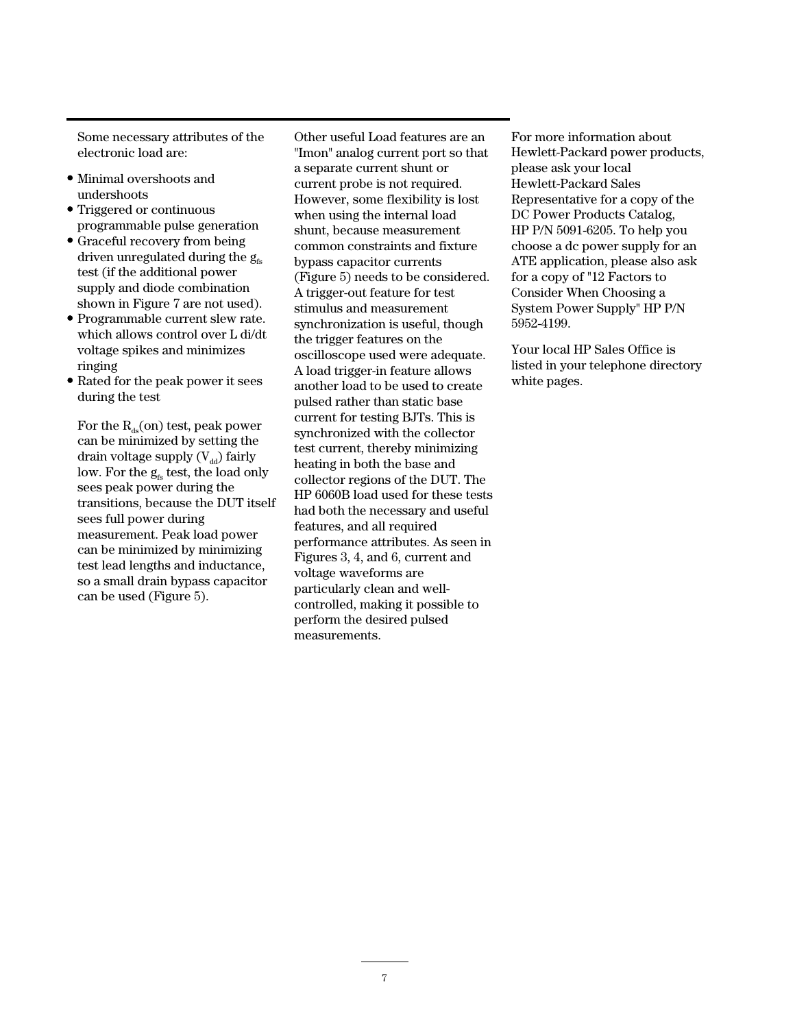Some necessary attributes of the electronic load are:

- Minimal overshoots and undershoots
- Triggered or continuous programmable pulse generation
- Graceful recovery from being driven unregulated during the $g_{fs}$ test (if the additional power supply and diode combination shown in Figure 7 are not used).
- Programmable current slew rate. which allows control over L di/dt voltage spikes and minimizes ringing
- Rated for the peak power it sees during the test

For the $R_{ds}$(on) test, peak power can be minimized by setting the drain voltage supply ($V_{dd}$) fairly low. For the $g_{fs}$ test, the load only sees peak power during the transitions, because the DUT itself sees full power during measurement. Peak load power can be minimized by minimizing test lead lengths and inductance, so a small drain bypass capacitor can be used (Figure 5).

Other useful Load features are an "Imon" analog current port so that a separate current shunt or current probe is not required. However, some flexibility is lost when using the internal load shunt, because measurement common constraints and fixture bypass capacitor currents (Figure 5) needs to be considered. A trigger-out feature for test stimulus and measurement synchronization is useful, though the trigger features on the oscilloscope used were adequate. A load trigger-in feature allows another load to be used to create pulsed rather than static base current for testing BJTs. This is synchronized with the collector test current, thereby minimizing heating in both the base and collector regions of the DUT. The HP 6060B load used for these tests had both the necessary and useful features, and all required performance attributes. As seen in Figures 3, 4, and 6, current and voltage waveforms are particularly clean and well-controlled, making it possible to perform the desired pulsed measurements.

For more information about Hewlett-Packard power products, please ask your local Hewlett-Packard Sales Representative for a copy of the DC Power Products Catalog, HP P/N 5091-6205. To help you choose a dc power supply for an ATE application, please also ask for a copy of "12 Factors to Consider When Choosing a System Power Supply" HP P/N 5952-4199.

Your local HP Sales Office is listed in your telephone directory white pages.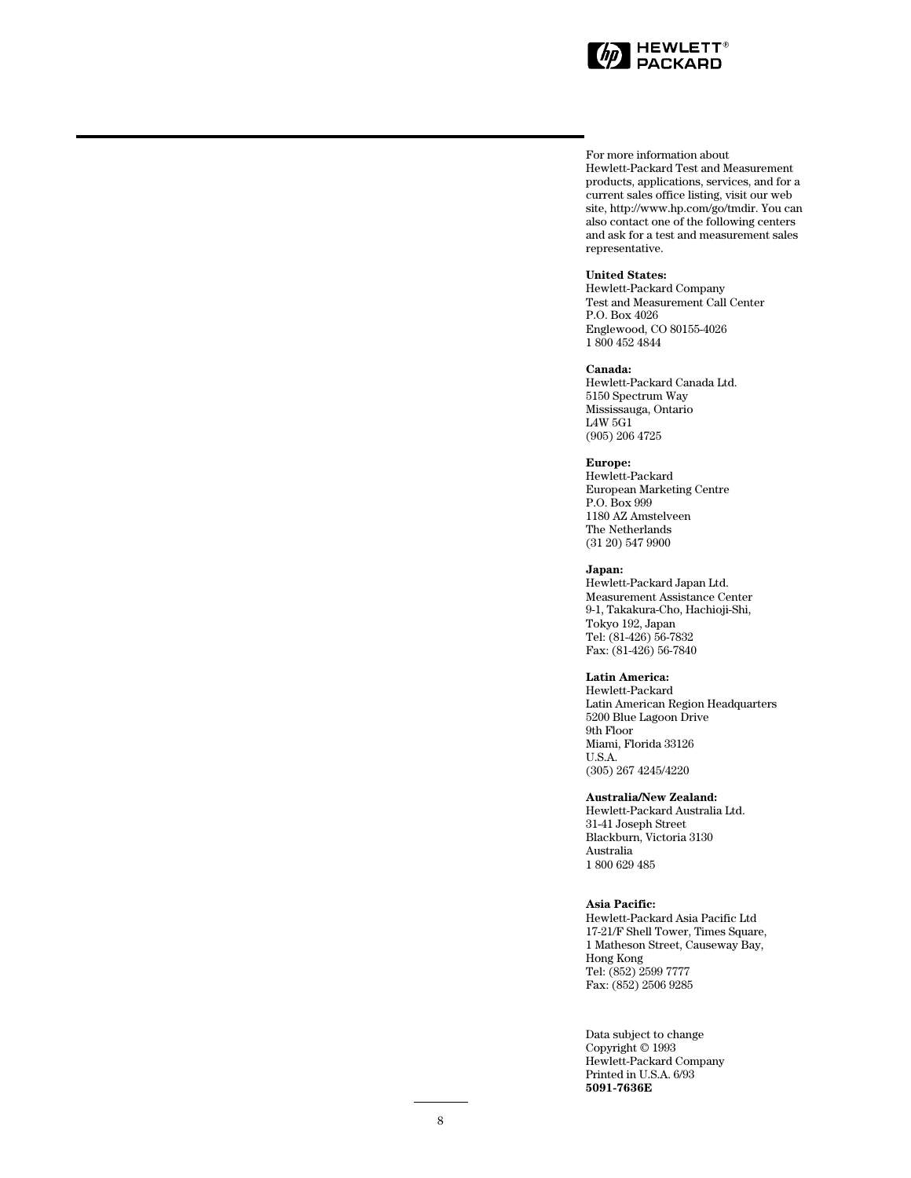For more information about Hewlett-Packard Test and Measurement products, applications, services, and for a current sales office listing, visit our web site, http://www.hp.com/go/tmdir. You can also contact one of the following centers and ask for a test and measurement sales representative.

**United States:**
Hewlett-Packard Company
Test and Measurement Call Center
P.O. Box 4026
Englewood, CO 80155-4026
1 800 452 4844

**Canada:**
Hewlett-Packard Canada Ltd.
5150 Spectrum Way
Mississauga, Ontario
L4W 5G1
(905) 206 4725

**Europe:**
Hewlett-Packard
European Marketing Centre
P.O. Box 999
1180 AZ Amstelveen
The Netherlands
(31 20) 547 9900

**Japan:**
Hewlett-Packard Japan Ltd.
Measurement Assistance Center
9-1, Takakura-Cho, Hachioji-Shi,
Tokyo 192, Japan
Tel: (81-426) 56-7832
Fax: (81-426) 56-7840

**Latin America:**
Hewlett-Packard
Latin American Region Headquarters
5200 Blue Lagoon Drive
9th Floor
Miami, Florida 33126
U.S.A.
(305) 267 4245/4220

**Australia/New Zealand:**
Hewlett-Packard Australia Ltd.
31-41 Joseph Street
Blackburn, Victoria 3130
Australia
1 800 629 485

**Asia Pacific:**
Hewlett-Packard Asia Pacific Ltd
17-21/F Shell Tower, Times Square,
1 Matheson Street, Causeway Bay,
Hong Kong
Tel: (852) 2599 7777
Fax: (852) 2506 9285

Data subject to change
Copyright © 1993
Hewlett-Packard Company
Printed in U.S.A. 6/93
**5091-7636E**